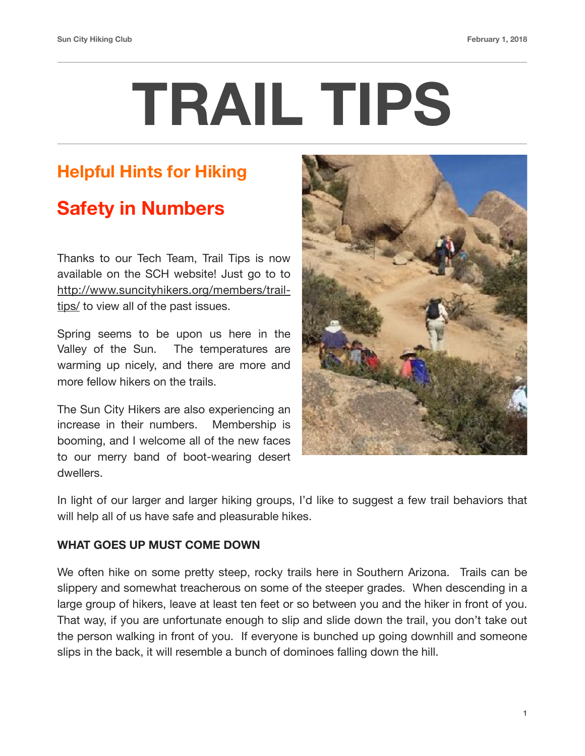# TRAIL TIPS

## Helpful Hints for Hiking

## Safety in Numbers

Thanks to our Tech Team, Trail Tips is now available on the SCH website! Just go to to http://www.suncityhikers.org/members/trail-tips/ to view all of the past issues.

Spring seems to be upon us here in the Valley of the Sun. The temperatures are warming up nicely, and there are more and more fellow hikers on the trails.

The Sun City Hikers are also experiencing an increase in their numbers. Membership is booming, and I welcome all of the new faces to our merry band of boot-wearing desert dwellers.

In light of our larger and larger hiking groups, I'd like to suggest a few trail behaviors that will help all of us have safe and pleasurable hikes.

**WHAT GOES UP MUST COME DOWN**

We often hike on some pretty steep, rocky trails here in Southern Arizona. Trails can be slippery and somewhat treacherous on some of the steeper grades. When descending in a large group of hikers, leave at least ten feet or so between you and the hiker in front of you. That way, if you are unfortunate enough to slip and slide down the trail, you don't take out the person walking in front of you. If everyone is bunched up going downhill and someone slips in the back, it will resemble a bunch of dominoes falling down the hill.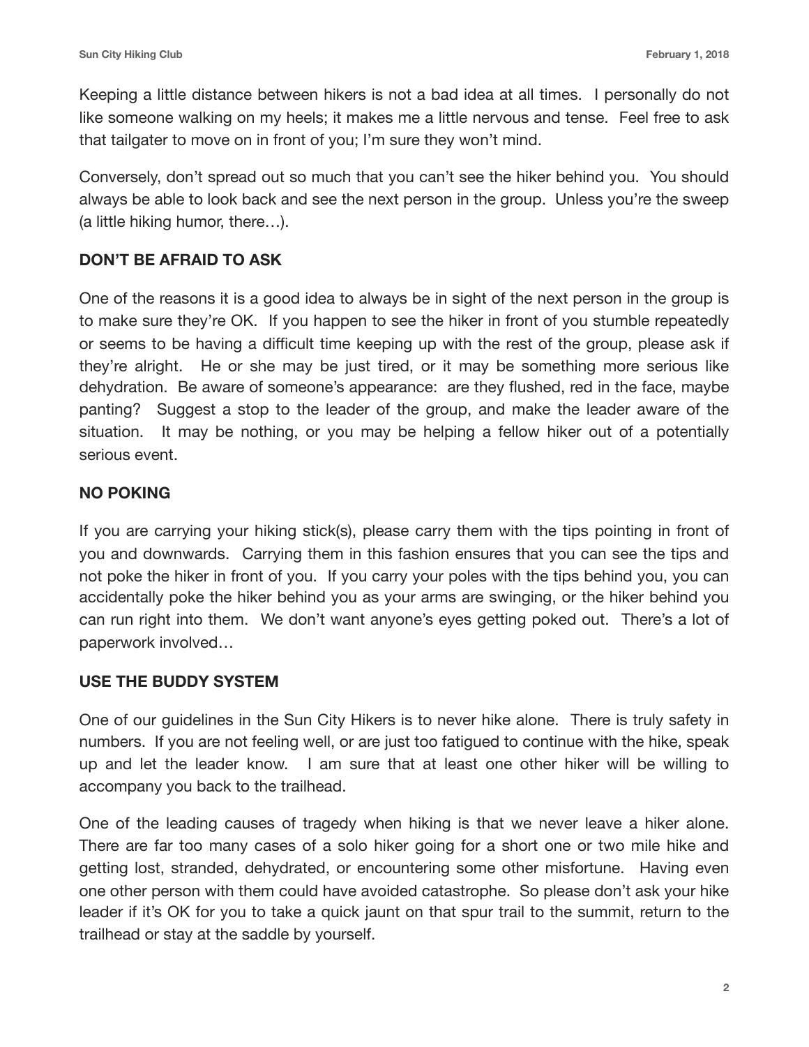Keeping a little distance between hikers is not a bad idea at all times. I personally do not like someone walking on my heels; it makes me a little nervous and tense. Feel free to ask that tailgater to move on in front of you; I'm sure they won't mind.

Conversely, don't spread out so much that you can't see the hiker behind you. You should always be able to look back and see the next person in the group. Unless you're the sweep (a little hiking humor, there…).

**DON'T BE AFRAID TO ASK**

One of the reasons it is a good idea to always be in sight of the next person in the group is to make sure they're OK. If you happen to see the hiker in front of you stumble repeatedly or seems to be having a difficult time keeping up with the rest of the group, please ask if they're alright. He or she may be just tired, or it may be something more serious like dehydration. Be aware of someone's appearance: are they flushed, red in the face, maybe panting? Suggest a stop to the leader of the group, and make the leader aware of the situation. It may be nothing, or you may be helping a fellow hiker out of a potentially serious event.

**NO POKING**

If you are carrying your hiking stick(s), please carry them with the tips pointing in front of you and downwards. Carrying them in this fashion ensures that you can see the tips and not poke the hiker in front of you. If you carry your poles with the tips behind you, you can accidentally poke the hiker behind you as your arms are swinging, or the hiker behind you can run right into them. We don't want anyone's eyes getting poked out. There's a lot of paperwork involved…

**USE THE BUDDY SYSTEM**

One of our guidelines in the Sun City Hikers is to never hike alone. There is truly safety in numbers. If you are not feeling well, or are just too fatigued to continue with the hike, speak up and let the leader know. I am sure that at least one other hiker will be willing to accompany you back to the trailhead.

One of the leading causes of tragedy when hiking is that we never leave a hiker alone. There are far too many cases of a solo hiker going for a short one or two mile hike and getting lost, stranded, dehydrated, or encountering some other misfortune. Having even one other person with them could have avoided catastrophe. So please don't ask your hike leader if it's OK for you to take a quick jaunt on that spur trail to the summit, return to the trailhead or stay at the saddle by yourself.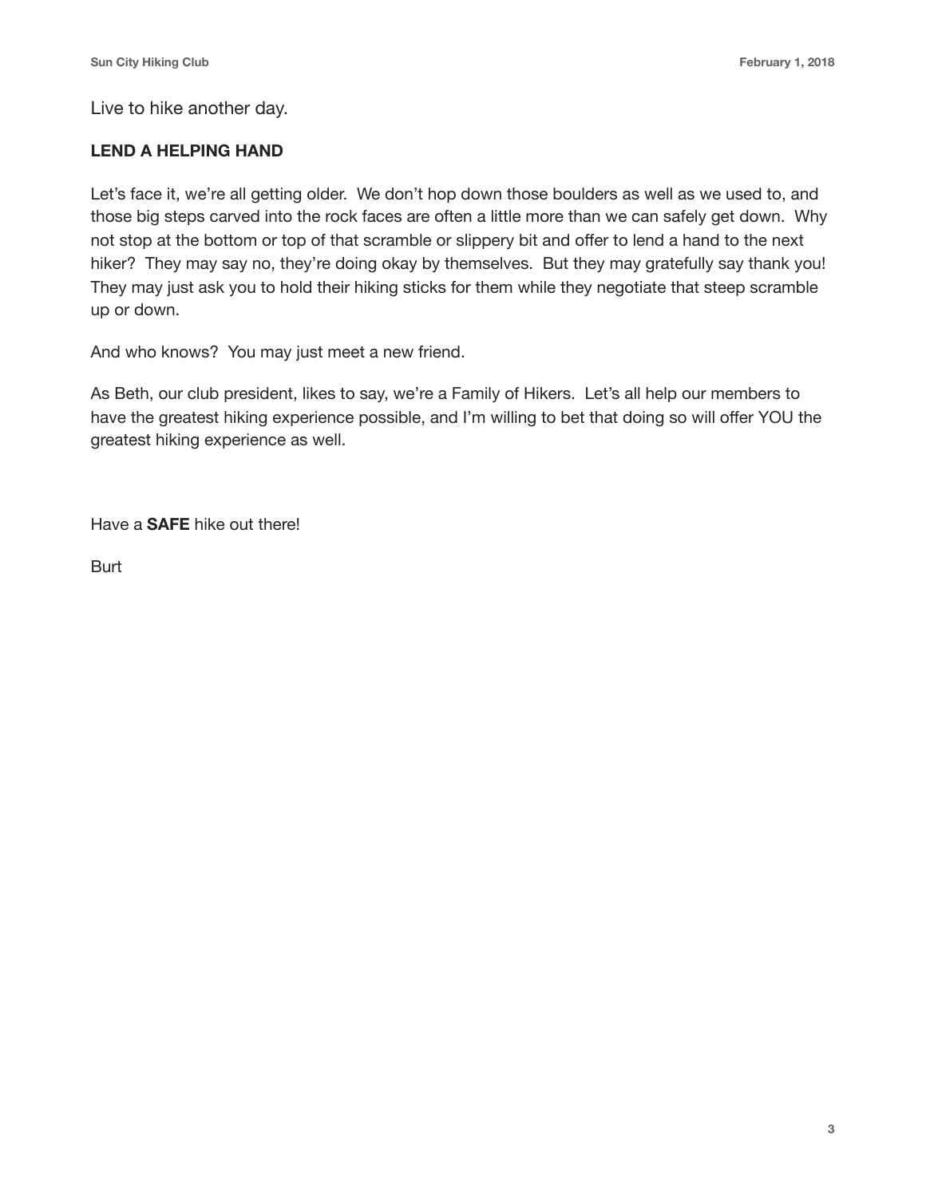Live to hike another day.

**LEND A HELPING HAND**

Let's face it, we're all getting older. We don't hop down those boulders as well as we used to, and those big steps carved into the rock faces are often a little more than we can safely get down. Why not stop at the bottom or top of that scramble or slippery bit and offer to lend a hand to the next hiker? They may say no, they're doing okay by themselves. But they may gratefully say thank you! They may just ask you to hold their hiking sticks for them while they negotiate that steep scramble up or down.

And who knows? You may just meet a new friend.

As Beth, our club president, likes to say, we're a Family of Hikers. Let's all help our members to have the greatest hiking experience possible, and I'm willing to bet that doing so will offer YOU the greatest hiking experience as well.

Have a **SAFE** hike out there!

Burt